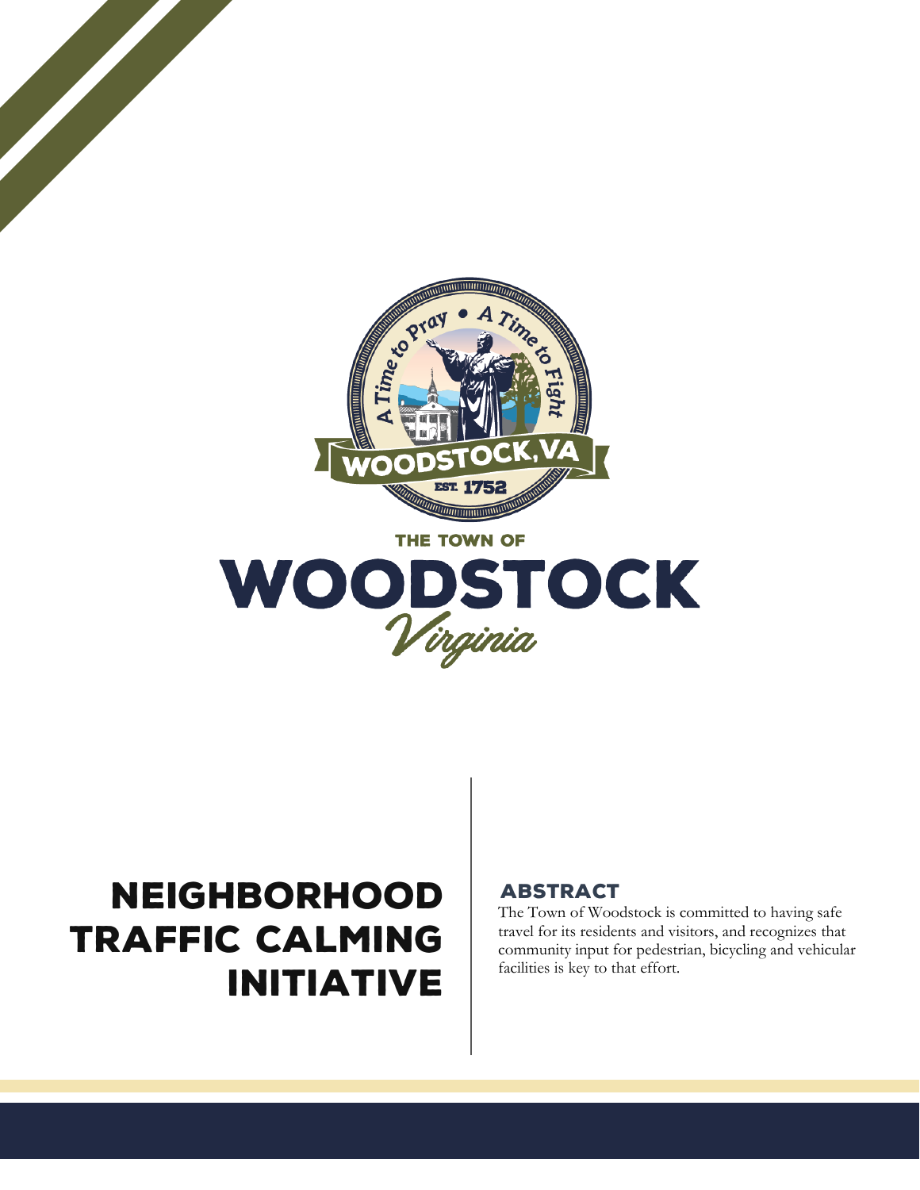THE TOWN OF

# WOODSTOCK

*Virginia*

# NEIGHBORHOOD TRAFFIC CALMING INITIATIVE

## ABSTRACT

The Town of Woodstock is committed to having safe travel for its residents and visitors, and recognizes that community input for pedestrian, bicycling and vehicular facilities is key to that effort.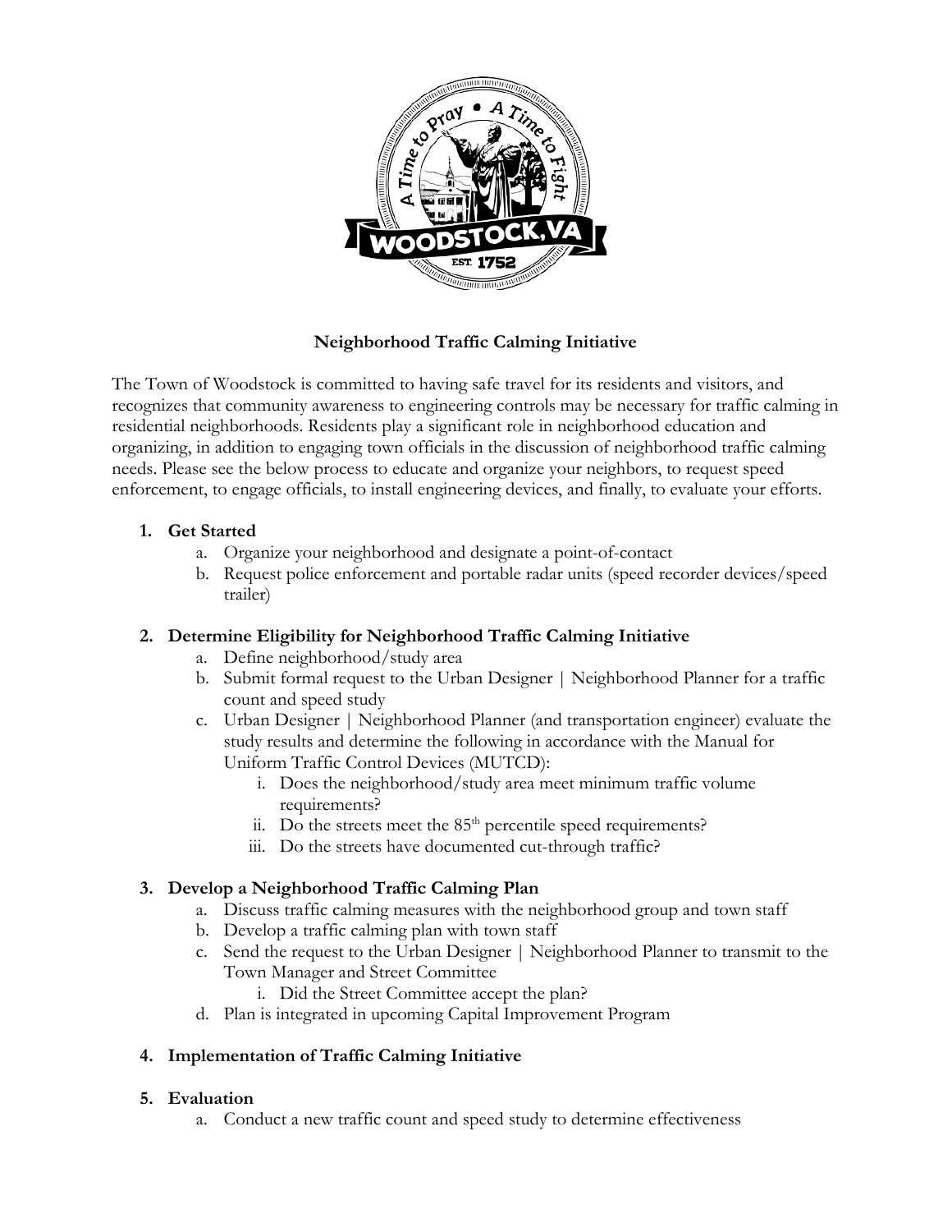# Neighborhood Traffic Calming Initiative

The Town of Woodstock is committed to having safe travel for its residents and visitors, and recognizes that community awareness to engineering controls may be necessary for traffic calming in residential neighborhoods. Residents play a significant role in neighborhood education and organizing, in addition to engaging town officials in the discussion of neighborhood traffic calming needs. Please see the below process to educate and organize your neighbors, to request speed enforcement, to engage officials, to install engineering devices, and finally, to evaluate your efforts.

1. **Get Started**
   a. Organize your neighborhood and designate a point-of-contact
   b. Request police enforcement and portable radar units (speed recorder devices/speed trailer)

2. **Determine Eligibility for Neighborhood Traffic Calming Initiative**
   a. Define neighborhood/study area
   b. Submit formal request to the Urban Designer | Neighborhood Planner for a traffic count and speed study
   c. Urban Designer | Neighborhood Planner (and transportation engineer) evaluate the study results and determine the following in accordance with the Manual for Uniform Traffic Control Devices (MUTCD):
      i. Does the neighborhood/study area meet minimum traffic volume requirements?
      ii. Do the streets meet the 85th percentile speed requirements?
      iii. Do the streets have documented cut-through traffic?

3. **Develop a Neighborhood Traffic Calming Plan**
   a. Discuss traffic calming measures with the neighborhood group and town staff
   b. Develop a traffic calming plan with town staff
   c. Send the request to the Urban Designer | Neighborhood Planner to transmit to the Town Manager and Street Committee
      i. Did the Street Committee accept the plan?
   d. Plan is integrated in upcoming Capital Improvement Program

4. **Implementation of Traffic Calming Initiative**

5. **Evaluation**
   a. Conduct a new traffic count and speed study to determine effectiveness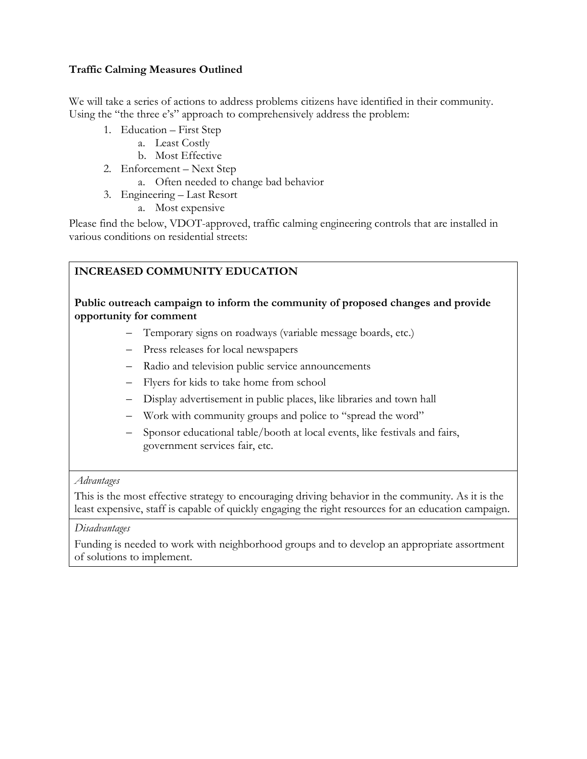**Traffic Calming Measures Outlined**

We will take a series of actions to address problems citizens have identified in their community. Using the "the three e's" approach to comprehensively address the problem:

1. Education – First Step
    a. Least Costly
    b. Most Effective
2. Enforcement – Next Step
    a. Often needed to change bad behavior
3. Engineering – Last Resort
    a. Most expensive

Please find the below, VDOT-approved, traffic calming engineering controls that are installed in various conditions on residential streets:

| **INCREASED COMMUNITY EDUCATION**<br><br>**Public outreach campaign to inform the community of proposed changes and provide opportunity for comment**<br>– Temporary signs on roadways (variable message boards, etc.)<br>– Press releases for local newspapers<br>– Radio and television public service announcements<br>– Flyers for kids to take home from school<br>– Display advertisement in public places, like libraries and town hall<br>– Work with community groups and police to "spread the word"<br>– Sponsor educational table/booth at local events, like festivals and fairs, government services fair, etc. |
|---|
| *Advantages*<br>This is the most effective strategy to encouraging driving behavior in the community. As it is the least expensive, staff is capable of quickly engaging the right resources for an education campaign. |
| *Disadvantages*<br>Funding is needed to work with neighborhood groups and to develop an appropriate assortment of solutions to implement. |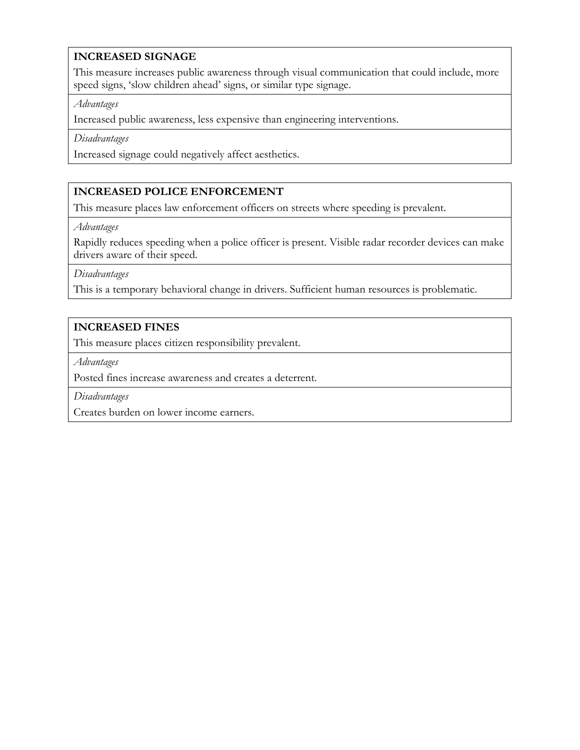| **INCREASED SIGNAGE** |
| --- |
| This measure increases public awareness through visual communication that could include, more speed signs, 'slow children ahead' signs, or similar type signage. |
| *Advantages* |
| Increased public awareness, less expensive than engineering interventions. |
| *Disadvantages* |
| Increased signage could negatively affect aesthetics. |

| **INCREASED POLICE ENFORCEMENT** |
| --- |
| This measure places law enforcement officers on streets where speeding is prevalent. |
| *Advantages* |
| Rapidly reduces speeding when a police officer is present. Visible radar recorder devices can make drivers aware of their speed. |
| *Disadvantages* |
| This is a temporary behavioral change in drivers. Sufficient human resources is problematic. |

| **INCREASED FINES** |
| --- |
| This measure places citizen responsibility prevalent. |
| *Advantages* |
| Posted fines increase awareness and creates a deterrent. |
| *Disadvantages* |
| Creates burden on lower income earners. |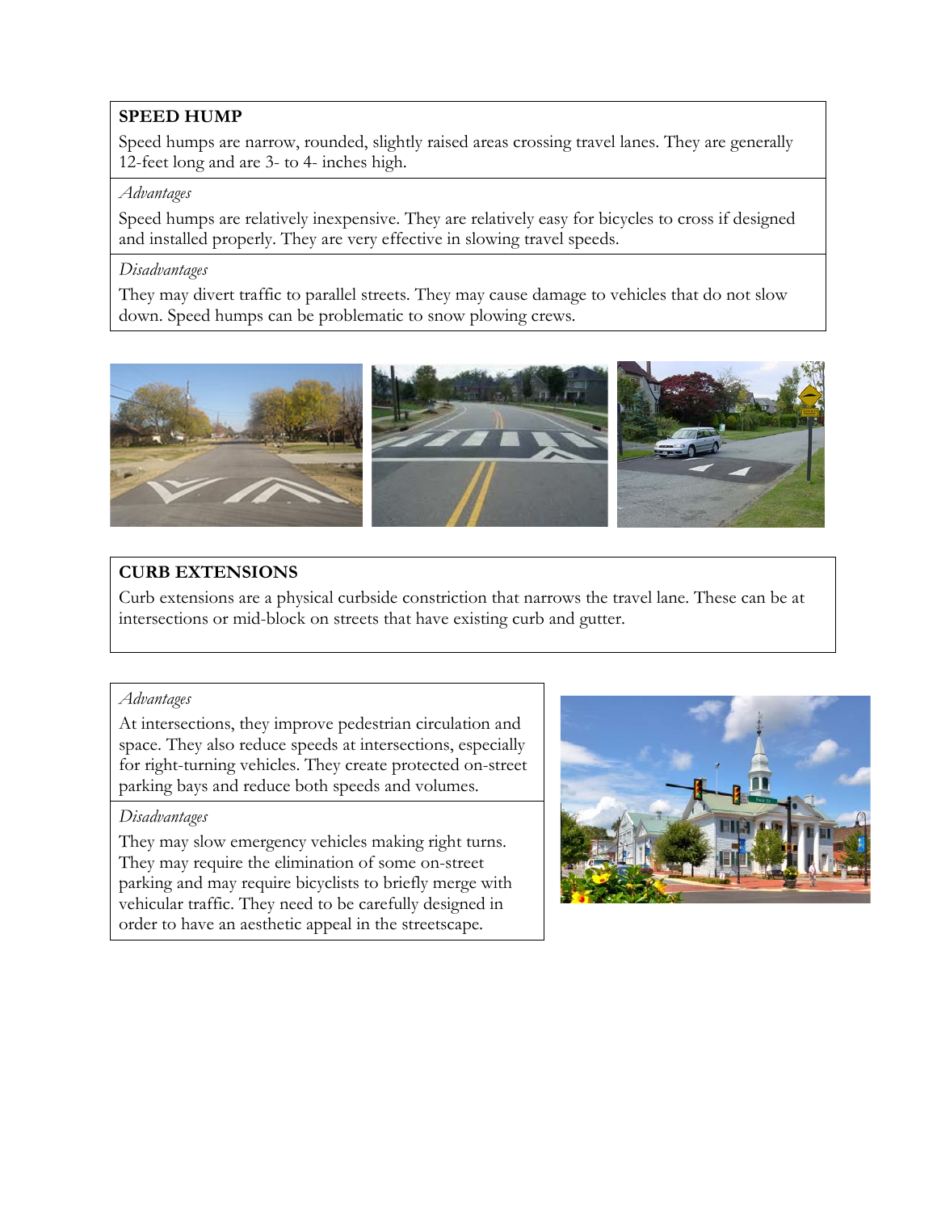## SPEED HUMP

Speed humps are narrow, rounded, slightly raised areas crossing travel lanes. They are generally 12-feet long and are 3- to 4- inches high.

*Advantages*

Speed humps are relatively inexpensive. They are relatively easy for bicycles to cross if designed and installed properly. They are very effective in slowing travel speeds.

*Disadvantages*

They may divert traffic to parallel streets. They may cause damage to vehicles that do not slow down. Speed humps can be problematic to snow plowing crews.

## CURB EXTENSIONS

Curb extensions are a physical curbside constriction that narrows the travel lane. These can be at intersections or mid-block on streets that have existing curb and gutter.

*Advantages*

At intersections, they improve pedestrian circulation and space. They also reduce speeds at intersections, especially for right-turning vehicles. They create protected on-street parking bays and reduce both speeds and volumes.

*Disadvantages*

They may slow emergency vehicles making right turns. They may require the elimination of some on-street parking and may require bicyclists to briefly merge with vehicular traffic. They need to be carefully designed in order to have an aesthetic appeal in the streetscape.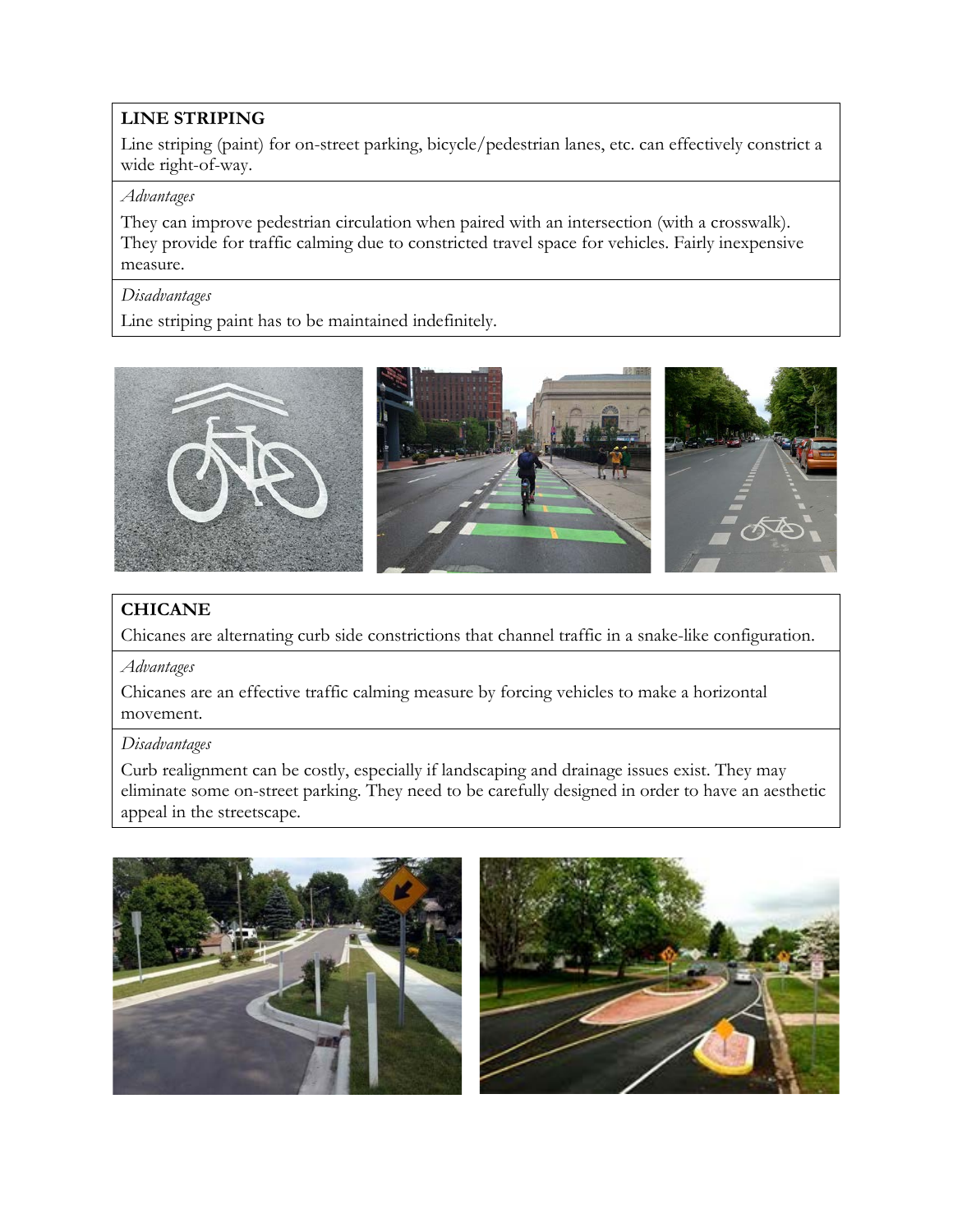## LINE STRIPING

Line striping (paint) for on-street parking, bicycle/pedestrian lanes, etc. can effectively constrict a wide right-of-way.

*Advantages*

They can improve pedestrian circulation when paired with an intersection (with a crosswalk). They provide for traffic calming due to constricted travel space for vehicles. Fairly inexpensive measure.

*Disadvantages*

Line striping paint has to be maintained indefinitely.

## CHICANE

Chicanes are alternating curb side constrictions that channel traffic in a snake-like configuration.

*Advantages*

Chicanes are an effective traffic calming measure by forcing vehicles to make a horizontal movement.

*Disadvantages*

Curb realignment can be costly, especially if landscaping and drainage issues exist. They may eliminate some on-street parking. They need to be carefully designed in order to have an aesthetic appeal in the streetscape.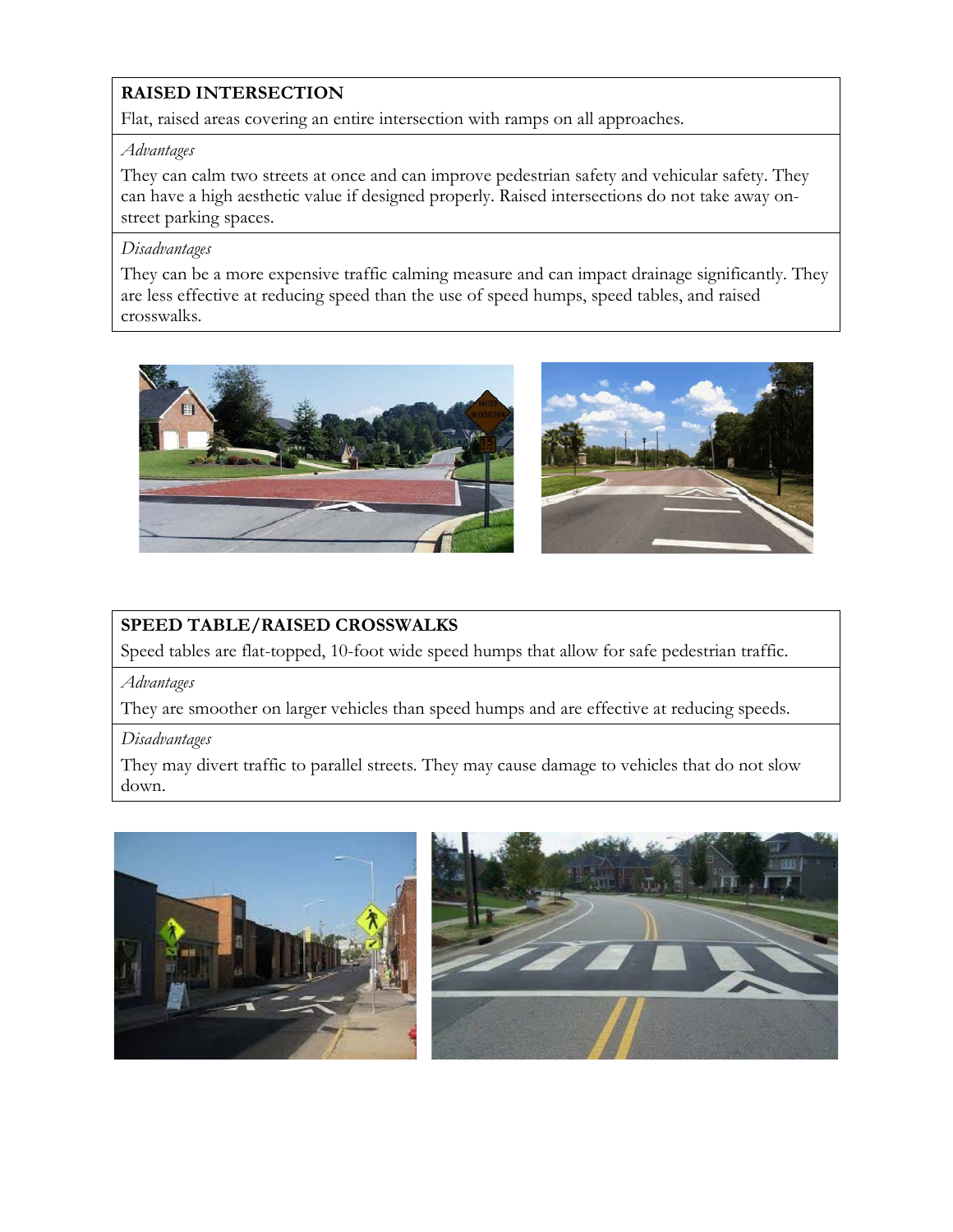**RAISED INTERSECTION**

Flat, raised areas covering an entire intersection with ramps on all approaches.

*Advantages*

They can calm two streets at once and can improve pedestrian safety and vehicular safety. They can have a high aesthetic value if designed properly. Raised intersections do not take away on-street parking spaces.

*Disadvantages*

They can be a more expensive traffic calming measure and can impact drainage significantly. They are less effective at reducing speed than the use of speed humps, speed tables, and raised crosswalks.

**SPEED TABLE/RAISED CROSSWALKS**

Speed tables are flat-topped, 10-foot wide speed humps that allow for safe pedestrian traffic.

*Advantages*

They are smoother on larger vehicles than speed humps and are effective at reducing speeds.

*Disadvantages*

They may divert traffic to parallel streets. They may cause damage to vehicles that do not slow down.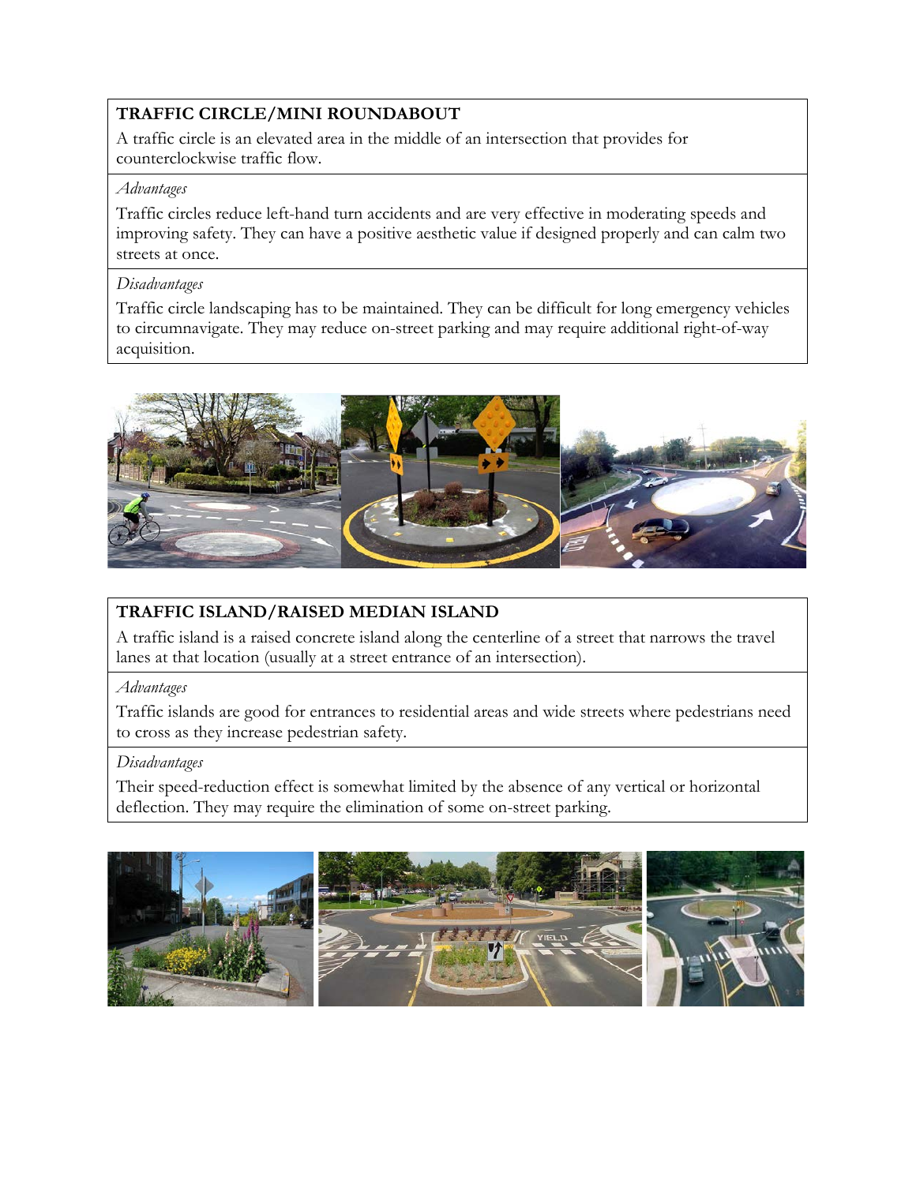**TRAFFIC CIRCLE/MINI ROUNDABOUT**

A traffic circle is an elevated area in the middle of an intersection that provides for counterclockwise traffic flow.

*Advantages*

Traffic circles reduce left-hand turn accidents and are very effective in moderating speeds and improving safety. They can have a positive aesthetic value if designed properly and can calm two streets at once.

*Disadvantages*

Traffic circle landscaping has to be maintained. They can be difficult for long emergency vehicles to circumnavigate. They may reduce on-street parking and may require additional right-of-way acquisition.

**TRAFFIC ISLAND/RAISED MEDIAN ISLAND**

A traffic island is a raised concrete island along the centerline of a street that narrows the travel lanes at that location (usually at a street entrance of an intersection).

*Advantages*

Traffic islands are good for entrances to residential areas and wide streets where pedestrians need to cross as they increase pedestrian safety.

*Disadvantages*

Their speed-reduction effect is somewhat limited by the absence of any vertical or horizontal deflection. They may require the elimination of some on-street parking.